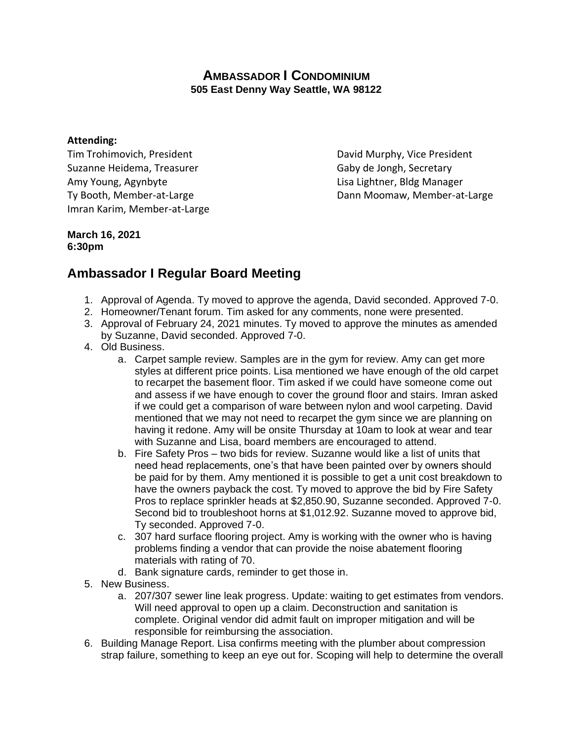# **AMBASSADOR I CONDOMINIUM**
**505 East Denny Way Seattle, WA 98122**

**Attending:**

Tim Trohimovich, President
David Murphy, Vice President
Suzanne Heidema, Treasurer
Gaby de Jongh, Secretary
Amy Young, Agynbyte
Lisa Lightner, Bldg Manager
Ty Booth, Member-at-Large
Dann Moomaw, Member-at-Large
Imran Karim, Member-at-Large

**March 16, 2021**
**6:30pm**

## **Ambassador I Regular Board Meeting**

1. Approval of Agenda. Ty moved to approve the agenda, David seconded. Approved 7-0.
2. Homeowner/Tenant forum. Tim asked for any comments, none were presented.
3. Approval of February 24, 2021 minutes. Ty moved to approve the minutes as amended by Suzanne, David seconded. Approved 7-0.
4. Old Business.
    a. Carpet sample review. Samples are in the gym for review. Amy can get more styles at different price points. Lisa mentioned we have enough of the old carpet to recarpet the basement floor. Tim asked if we could have someone come out and assess if we have enough to cover the ground floor and stairs. Imran asked if we could get a comparison of ware between nylon and wool carpeting. David mentioned that we may not need to recarpet the gym since we are planning on having it redone. Amy will be onsite Thursday at 10am to look at wear and tear with Suzanne and Lisa, board members are encouraged to attend.
    b. Fire Safety Pros – two bids for review. Suzanne would like a list of units that need head replacements, one's that have been painted over by owners should be paid for by them. Amy mentioned it is possible to get a unit cost breakdown to have the owners payback the cost. Ty moved to approve the bid by Fire Safety Pros to replace sprinkler heads at $2,850.90, Suzanne seconded. Approved 7-0. Second bid to troubleshoot horns at $1,012.92. Suzanne moved to approve bid, Ty seconded. Approved 7-0.
    c. 307 hard surface flooring project. Amy is working with the owner who is having problems finding a vendor that can provide the noise abatement flooring materials with rating of 70.
    d. Bank signature cards, reminder to get those in.
5. New Business.
    a. 207/307 sewer line leak progress. Update: waiting to get estimates from vendors. Will need approval to open up a claim. Deconstruction and sanitation is complete. Original vendor did admit fault on improper mitigation and will be responsible for reimbursing the association.
6. Building Manage Report. Lisa confirms meeting with the plumber about compression strap failure, something to keep an eye out for. Scoping will help to determine the overall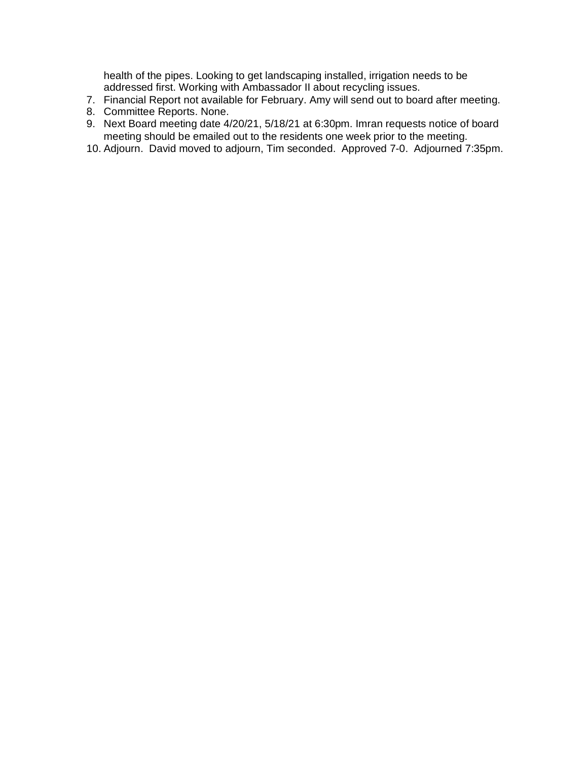health of the pipes. Looking to get landscaping installed, irrigation needs to be addressed first. Working with Ambassador II about recycling issues.

7. Financial Report not available for February. Amy will send out to board after meeting.
8. Committee Reports. None.
9. Next Board meeting date 4/20/21, 5/18/21 at 6:30pm. Imran requests notice of board meeting should be emailed out to the residents one week prior to the meeting.
10. Adjourn. David moved to adjourn, Tim seconded. Approved 7-0. Adjourned 7:35pm.